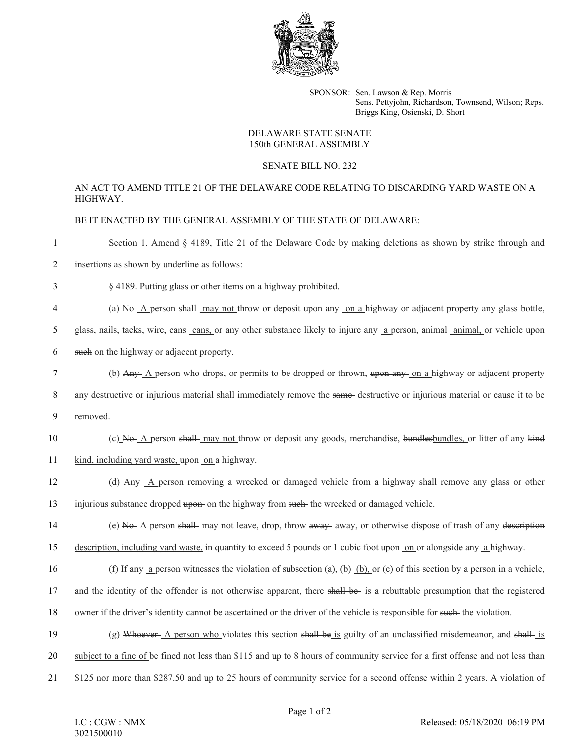SPONSOR: Sen. Lawson & Rep. Morris
Sens. Pettyjohn, Richardson, Townsend, Wilson; Reps. Briggs King, Osienski, D. Short

DELAWARE STATE SENATE
150th GENERAL ASSEMBLY

SENATE BILL NO. 232

AN ACT TO AMEND TITLE 21 OF THE DELAWARE CODE RELATING TO DISCARDING YARD WASTE ON A HIGHWAY.

BE IT ENACTED BY THE GENERAL ASSEMBLY OF THE STATE OF DELAWARE:

1 Section 1. Amend § 4189, Title 21 of the Delaware Code by making deletions as shown by strike through and
2 insertions as shown by underline as follows:

3 § 4189. Putting glass or other items on a highway prohibited.

4 (a) ~~No~~ <u>A</u> person ~~shall~~ <u>may not</u> throw or deposit ~~upon any~~ <u>on a</u> highway or adjacent property any glass bottle,
5 glass, nails, tacks, wire, ~~cans~~ <u>cans,</u> or any other substance likely to injure ~~any~~ <u>a</u> person, ~~animal~~ <u>animal,</u> or vehicle ~~upon~~
6 ~~such~~ <u>on the</u> highway or adjacent property.

7 (b) ~~Any~~ <u>A</u> person who drops, or permits to be dropped or thrown, ~~upon any~~ <u>on a</u> highway or adjacent property
8 any destructive or injurious material shall immediately remove the ~~same~~ <u>destructive or injurious material</u> or cause it to be
9 removed.

10 (c) ~~No~~ <u>A</u> person ~~shall~~ <u>may not</u> throw or deposit any goods, merchandise, ~~bundles~~<u>bundles,</u> or litter of any ~~kind~~
11 <u>kind, including yard waste,</u> ~~upon~~ <u>on</u> a highway.

12 (d) ~~Any~~ <u>A</u> person removing a wrecked or damaged vehicle from a highway shall remove any glass or other
13 injurious substance dropped ~~upon~~ <u>on</u> the highway from ~~such~~ <u>the wrecked or damaged</u> vehicle.

14 (e) ~~No~~ <u>A</u> person ~~shall~~ <u>may not</u> leave, drop, throw ~~away~~ <u>away,</u> or otherwise dispose of trash of any ~~description~~
15 <u>description, including yard waste,</u> in quantity to exceed 5 pounds or 1 cubic foot ~~upon~~ <u>on</u> or alongside ~~any~~ <u>a</u> highway.

16 (f) If ~~any~~ <u>a</u> person witnesses the violation of subsection (a), ~~(b)~~ <u>(b),</u> or (c) of this section by a person in a vehicle,
17 and the identity of the offender is not otherwise apparent, there ~~shall be~~ <u>is</u> a rebuttable presumption that the registered
18 owner if the driver's identity cannot be ascertained or the driver of the vehicle is responsible for ~~such~~ <u>the</u> violation.

19 (g) ~~Whoever~~ <u>A person who</u> violates this section ~~shall be~~ <u>is</u> guilty of an unclassified misdemeanor, and ~~shall~~ <u>is</u>
20 <u>subject to a fine of</u> ~~be fined~~ not less than $115 and up to 8 hours of community service for a first offense and not less than
21 $125 nor more than $287.50 and up to 25 hours of community service for a second offense within 2 years. A violation of

LC : CGW : NMX
3021500010

Released: 05/18/2020 06:19 PM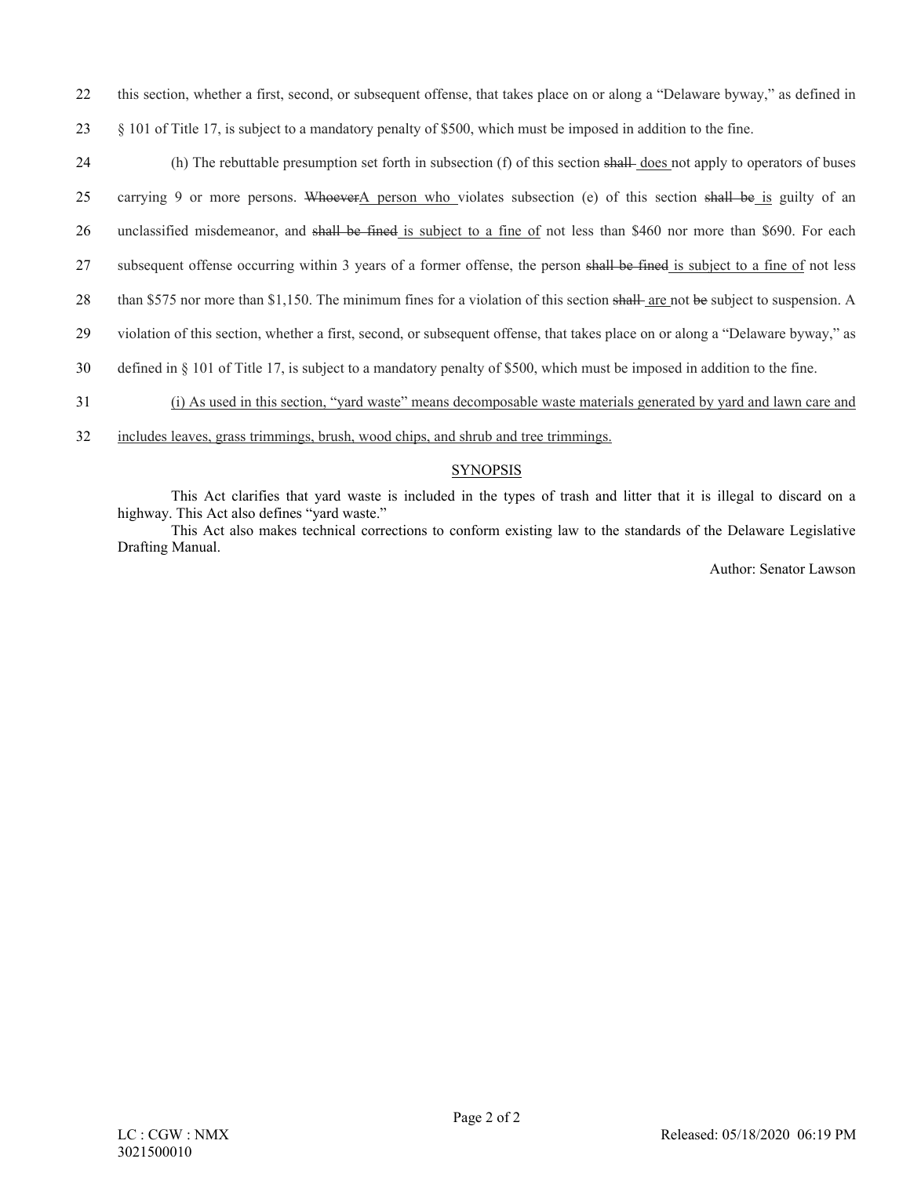this section, whether a first, second, or subsequent offense, that takes place on or along a "Delaware byway," as defined in § 101 of Title 17, is subject to a mandatory penalty of $500, which must be imposed in addition to the fine.

(h) The rebuttable presumption set forth in subsection (f) of this section ~~shall~~ does not apply to operators of buses carrying 9 or more persons. ~~Whoever~~A person who violates subsection (e) of this section ~~shall be~~ is guilty of an unclassified misdemeanor, and ~~shall be fined~~ is subject to a fine of not less than $460 nor more than $690. For each subsequent offense occurring within 3 years of a former offense, the person ~~shall be fined~~ is subject to a fine of not less than $575 nor more than $1,150. The minimum fines for a violation of this section ~~shall~~ are not ~~be~~ subject to suspension. A violation of this section, whether a first, second, or subsequent offense, that takes place on or along a "Delaware byway," as defined in § 101 of Title 17, is subject to a mandatory penalty of $500, which must be imposed in addition to the fine.

(i) As used in this section, "yard waste" means decomposable waste materials generated by yard and lawn care and includes leaves, grass trimmings, brush, wood chips, and shrub and tree trimmings.

## SYNOPSIS

This Act clarifies that yard waste is included in the types of trash and litter that it is illegal to discard on a highway. This Act also defines "yard waste."

This Act also makes technical corrections to conform existing law to the standards of the Delaware Legislative Drafting Manual.

Author: Senator Lawson

LC : CGW : NMX
3021500010

Released: 05/18/2020 06:19 PM